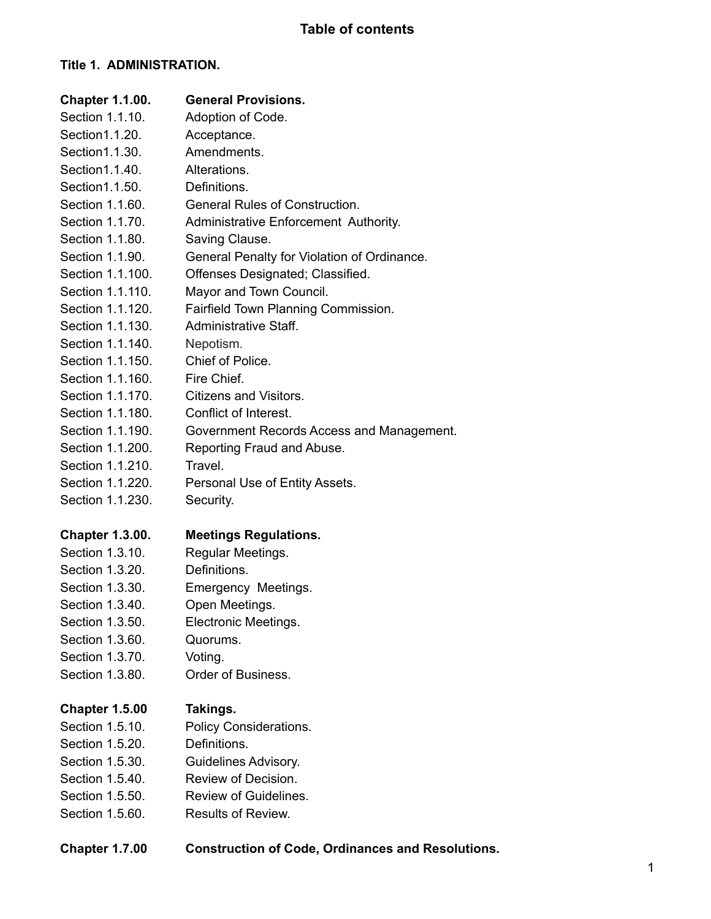# Table of contents

## Title 1. ADMINISTRATION.

| | |
|---|---|
| **Chapter 1.1.00.** | **General Provisions.** |
| Section 1.1.10. | Adoption of Code. |
| Section1.1.20. | Acceptance. |
| Section1.1.30. | Amendments. |
| Section1.1.40. | Alterations. |
| Section1.1.50. | Definitions. |
| Section 1.1.60. | General Rules of Construction. |
| Section 1.1.70. | Administrative Enforcement Authority. |
| Section 1.1.80. | Saving Clause. |
| Section 1.1.90. | General Penalty for Violation of Ordinance. |
| Section 1.1.100. | Offenses Designated; Classified. |
| Section 1.1.110. | Mayor and Town Council. |
| Section 1.1.120. | Fairfield Town Planning Commission. |
| Section 1.1.130. | Administrative Staff. |
| Section 1.1.140. | Nepotism. |
| Section 1.1.150. | Chief of Police. |
| Section 1.1.160. | Fire Chief. |
| Section 1.1.170. | Citizens and Visitors. |
| Section 1.1.180. | Conflict of Interest. |
| Section 1.1.190. | Government Records Access and Management. |
| Section 1.1.200. | Reporting Fraud and Abuse. |
| Section 1.1.210. | Travel. |
| Section 1.1.220. | Personal Use of Entity Assets. |
| Section 1.1.230. | Security. |
| | |
| **Chapter 1.3.00.** | **Meetings Regulations.** |
| Section 1.3.10. | Regular Meetings. |
| Section 1.3.20. | Definitions. |
| Section 1.3.30. | Emergency Meetings. |
| Section 1.3.40. | Open Meetings. |
| Section 1.3.50. | Electronic Meetings. |
| Section 1.3.60. | Quorums. |
| Section 1.3.70. | Voting. |
| Section 1.3.80. | Order of Business. |
| | |
| **Chapter 1.5.00** | **Takings.** |
| Section 1.5.10. | Policy Considerations. |
| Section 1.5.20. | Definitions. |
| Section 1.5.30. | Guidelines Advisory. |
| Section 1.5.40. | Review of Decision. |
| Section 1.5.50. | Review of Guidelines. |
| Section 1.5.60. | Results of Review. |
| | |
| **Chapter 1.7.00** | **Construction of Code, Ordinances and Resolutions.** |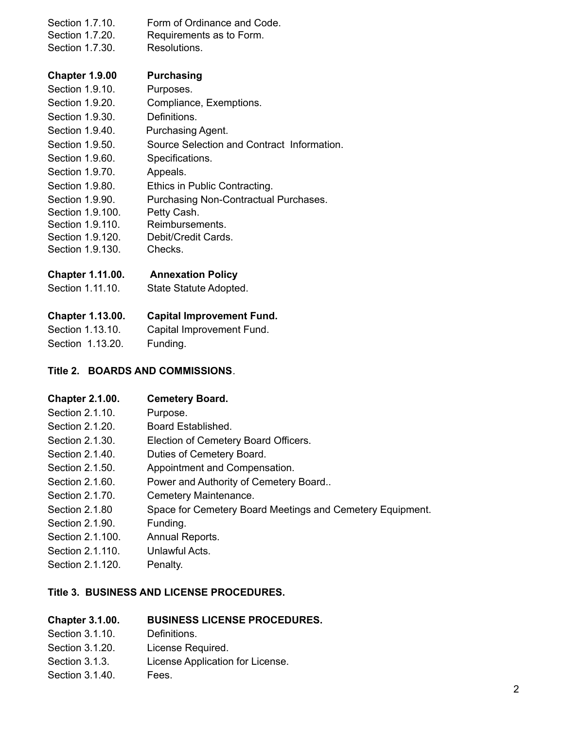Section 1.7.10. Form of Ordinance and Code.
Section 1.7.20. Requirements as to Form.
Section 1.7.30. Resolutions.

**Chapter 1.9.00 Purchasing**

Section 1.9.10. Purposes.
Section 1.9.20. Compliance, Exemptions.
Section 1.9.30. Definitions.
Section 1.9.40. Purchasing Agent.
Section 1.9.50. Source Selection and Contract Information.
Section 1.9.60. Specifications.
Section 1.9.70. Appeals.
Section 1.9.80. Ethics in Public Contracting.
Section 1.9.90. Purchasing Non-Contractual Purchases.
Section 1.9.100. Petty Cash.
Section 1.9.110. Reimbursements.
Section 1.9.120. Debit/Credit Cards.
Section 1.9.130. Checks.

**Chapter 1.11.00. Annexation Policy**

Section 1.11.10. State Statute Adopted.

**Chapter 1.13.00. Capital Improvement Fund.**

Section 1.13.10. Capital Improvement Fund.
Section 1.13.20. Funding.

## Title 2. BOARDS AND COMMISSIONS.

**Chapter 2.1.00. Cemetery Board.**

Section 2.1.10. Purpose.
Section 2.1.20. Board Established.
Section 2.1.30. Election of Cemetery Board Officers.
Section 2.1.40. Duties of Cemetery Board.
Section 2.1.50. Appointment and Compensation.
Section 2.1.60. Power and Authority of Cemetery Board..
Section 2.1.70. Cemetery Maintenance.
Section 2.1.80 Space for Cemetery Board Meetings and Cemetery Equipment.
Section 2.1.90. Funding.
Section 2.1.100. Annual Reports.
Section 2.1.110. Unlawful Acts.
Section 2.1.120. Penalty.

## Title 3. BUSINESS AND LICENSE PROCEDURES.

**Chapter 3.1.00. BUSINESS LICENSE PROCEDURES.**

Section 3.1.10. Definitions.
Section 3.1.20. License Required.
Section 3.1.3. License Application for License.
Section 3.1.40. Fees.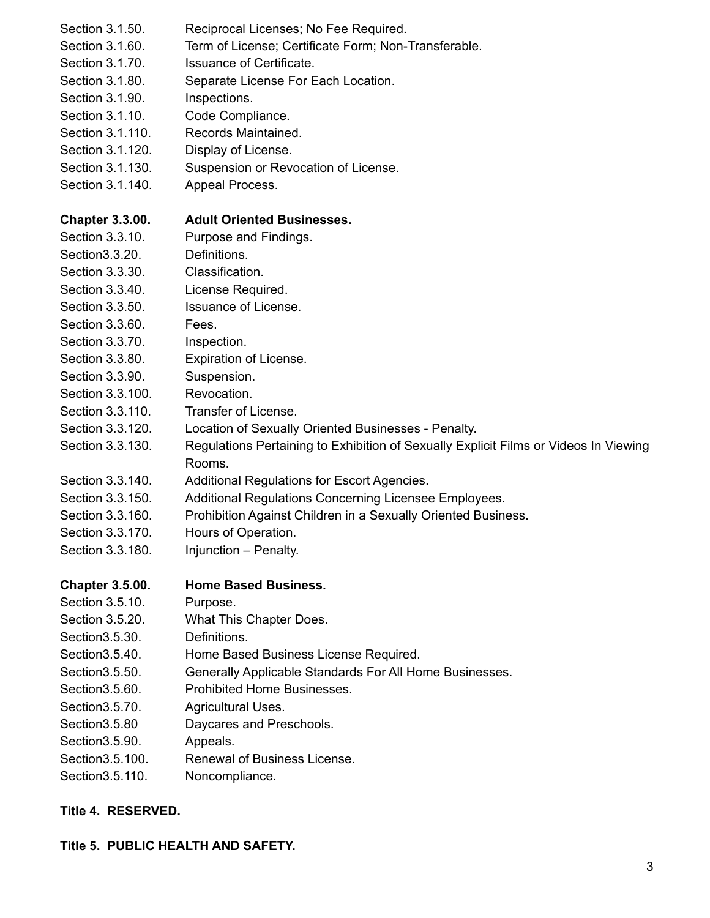Section 3.1.50. Reciprocal Licenses; No Fee Required.
Section 3.1.60. Term of License; Certificate Form; Non-Transferable.
Section 3.1.70. Issuance of Certificate.
Section 3.1.80. Separate License For Each Location.
Section 3.1.90. Inspections.
Section 3.1.10. Code Compliance.
Section 3.1.110. Records Maintained.
Section 3.1.120. Display of License.
Section 3.1.130. Suspension or Revocation of License.
Section 3.1.140. Appeal Process.

**Chapter 3.3.00. Adult Oriented Businesses.**
Section 3.3.10. Purpose and Findings.
Section3.3.20. Definitions.
Section 3.3.30. Classification.
Section 3.3.40. License Required.
Section 3.3.50. Issuance of License.
Section 3.3.60. Fees.
Section 3.3.70. Inspection.
Section 3.3.80. Expiration of License.
Section 3.3.90. Suspension.
Section 3.3.100. Revocation.
Section 3.3.110. Transfer of License.
Section 3.3.120. Location of Sexually Oriented Businesses - Penalty.
Section 3.3.130. Regulations Pertaining to Exhibition of Sexually Explicit Films or Videos In Viewing Rooms.
Section 3.3.140. Additional Regulations for Escort Agencies.
Section 3.3.150. Additional Regulations Concerning Licensee Employees.
Section 3.3.160. Prohibition Against Children in a Sexually Oriented Business.
Section 3.3.170. Hours of Operation.
Section 3.3.180. Injunction – Penalty.

**Chapter 3.5.00. Home Based Business.**
Section 3.5.10. Purpose.
Section 3.5.20. What This Chapter Does.
Section3.5.30. Definitions.
Section3.5.40. Home Based Business License Required.
Section3.5.50. Generally Applicable Standards For All Home Businesses.
Section3.5.60. Prohibited Home Businesses.
Section3.5.70. Agricultural Uses.
Section3.5.80 Daycares and Preschools.
Section3.5.90. Appeals.
Section3.5.100. Renewal of Business License.
Section3.5.110. Noncompliance.

**Title 4. RESERVED.**

**Title 5. PUBLIC HEALTH AND SAFETY.**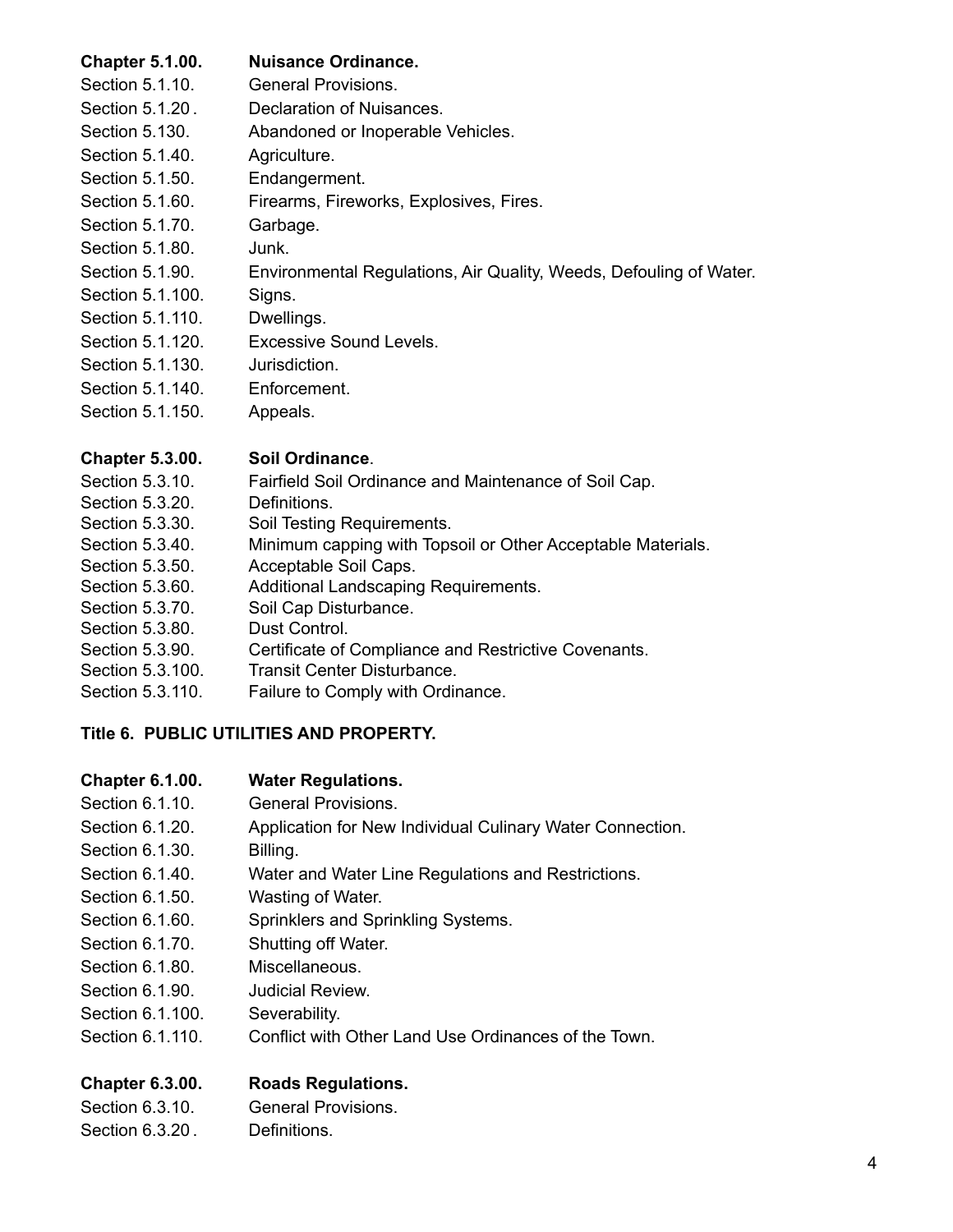**Chapter 5.1.00. Nuisance Ordinance.**

Section 5.1.10. General Provisions.
Section 5.1.20 . Declaration of Nuisances.
Section 5.130. Abandoned or Inoperable Vehicles.
Section 5.1.40. Agriculture.
Section 5.1.50. Endangerment.
Section 5.1.60. Firearms, Fireworks, Explosives, Fires.
Section 5.1.70. Garbage.
Section 5.1.80. Junk.
Section 5.1.90. Environmental Regulations, Air Quality, Weeds, Defouling of Water.
Section 5.1.100. Signs.
Section 5.1.110. Dwellings.
Section 5.1.120. Excessive Sound Levels.
Section 5.1.130. Jurisdiction.
Section 5.1.140. Enforcement.
Section 5.1.150. Appeals.

**Chapter 5.3.00. Soil Ordinance.**

Section 5.3.10. Fairfield Soil Ordinance and Maintenance of Soil Cap.
Section 5.3.20. Definitions.
Section 5.3.30. Soil Testing Requirements.
Section 5.3.40. Minimum capping with Topsoil or Other Acceptable Materials.
Section 5.3.50. Acceptable Soil Caps.
Section 5.3.60. Additional Landscaping Requirements.
Section 5.3.70. Soil Cap Disturbance.
Section 5.3.80. Dust Control.
Section 5.3.90. Certificate of Compliance and Restrictive Covenants.
Section 5.3.100. Transit Center Disturbance.
Section 5.3.110. Failure to Comply with Ordinance.

**Title 6. PUBLIC UTILITIES AND PROPERTY.**

**Chapter 6.1.00. Water Regulations.**

Section 6.1.10. General Provisions.
Section 6.1.20. Application for New Individual Culinary Water Connection.
Section 6.1.30. Billing.
Section 6.1.40. Water and Water Line Regulations and Restrictions.
Section 6.1.50. Wasting of Water.
Section 6.1.60. Sprinklers and Sprinkling Systems.
Section 6.1.70. Shutting off Water.
Section 6.1.80. Miscellaneous.
Section 6.1.90. Judicial Review.
Section 6.1.100. Severability.
Section 6.1.110. Conflict with Other Land Use Ordinances of the Town.

**Chapter 6.3.00. Roads Regulations.**

Section 6.3.10. General Provisions.
Section 6.3.20 . Definitions.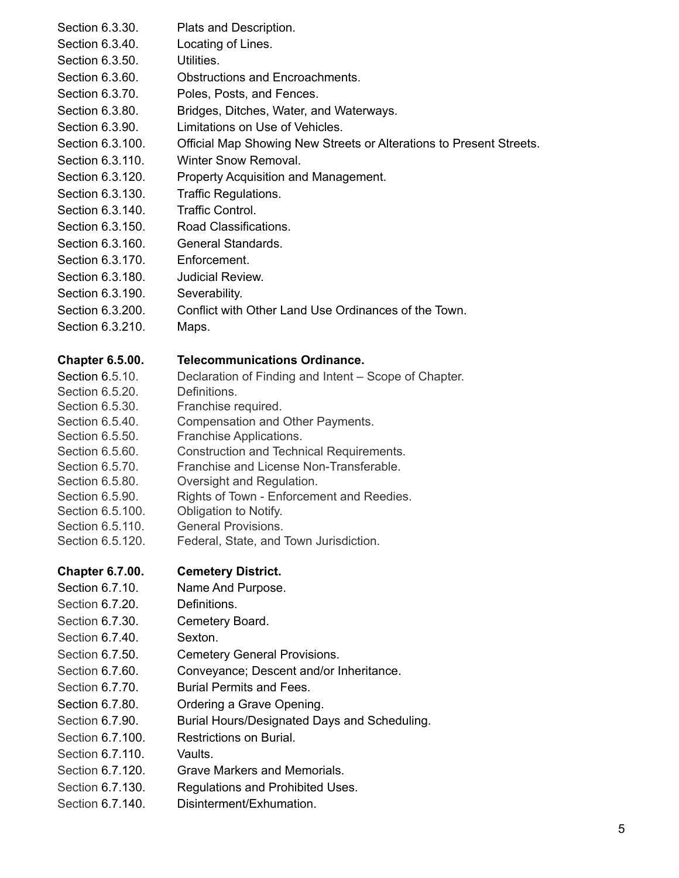Section 6.3.30. Plats and Description.
Section 6.3.40. Locating of Lines.
Section 6.3.50. Utilities.
Section 6.3.60. Obstructions and Encroachments.
Section 6.3.70. Poles, Posts, and Fences.
Section 6.3.80. Bridges, Ditches, Water, and Waterways.
Section 6.3.90. Limitations on Use of Vehicles.
Section 6.3.100. Official Map Showing New Streets or Alterations to Present Streets.
Section 6.3.110. Winter Snow Removal.
Section 6.3.120. Property Acquisition and Management.
Section 6.3.130. Traffic Regulations.
Section 6.3.140. Traffic Control.
Section 6.3.150. Road Classifications.
Section 6.3.160. General Standards.
Section 6.3.170. Enforcement.
Section 6.3.180. Judicial Review.
Section 6.3.190. Severability.
Section 6.3.200. Conflict with Other Land Use Ordinances of the Town.
Section 6.3.210. Maps.

**Chapter 6.5.00. Telecommunications Ordinance.**

Section 6.5.10. Declaration of Finding and Intent – Scope of Chapter.
Section 6.5.20. Definitions.
Section 6.5.30. Franchise required.
Section 6.5.40. Compensation and Other Payments.
Section 6.5.50. Franchise Applications.
Section 6.5.60. Construction and Technical Requirements.
Section 6.5.70. Franchise and License Non-Transferable.
Section 6.5.80. Oversight and Regulation.
Section 6.5.90. Rights of Town - Enforcement and Reedies.
Section 6.5.100. Obligation to Notify.
Section 6.5.110. General Provisions.
Section 6.5.120. Federal, State, and Town Jurisdiction.

**Chapter 6.7.00. Cemetery District.**

Section 6.7.10. Name And Purpose.
Section 6.7.20. Definitions.
Section 6.7.30. Cemetery Board.
Section 6.7.40. Sexton.
Section 6.7.50. Cemetery General Provisions.
Section 6.7.60. Conveyance; Descent and/or Inheritance.
Section 6.7.70. Burial Permits and Fees.
Section 6.7.80. Ordering a Grave Opening.
Section 6.7.90. Burial Hours/Designated Days and Scheduling.
Section 6.7.100. Restrictions on Burial.
Section 6.7.110. Vaults.
Section 6.7.120. Grave Markers and Memorials.
Section 6.7.130. Regulations and Prohibited Uses.
Section 6.7.140. Disinterment/Exhumation.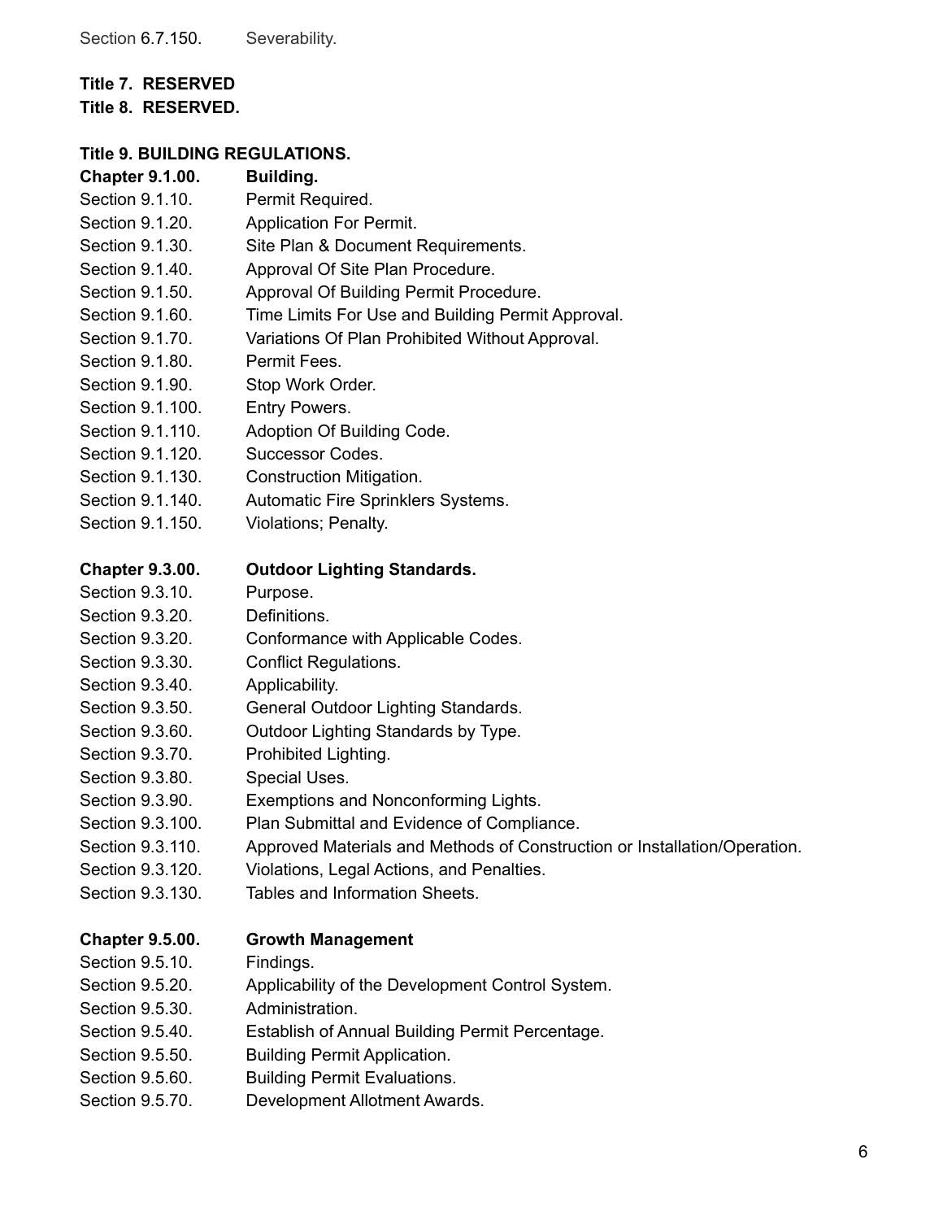Section 6.7.150. Severability.

**Title 7. RESERVED**

**Title 8. RESERVED.**

**Title 9. BUILDING REGULATIONS.**

**Chapter 9.1.00. Building.**

Section 9.1.10. Permit Required.
Section 9.1.20. Application For Permit.
Section 9.1.30. Site Plan & Document Requirements.
Section 9.1.40. Approval Of Site Plan Procedure.
Section 9.1.50. Approval Of Building Permit Procedure.
Section 9.1.60. Time Limits For Use and Building Permit Approval.
Section 9.1.70. Variations Of Plan Prohibited Without Approval.
Section 9.1.80. Permit Fees.
Section 9.1.90. Stop Work Order.
Section 9.1.100. Entry Powers.
Section 9.1.110. Adoption Of Building Code.
Section 9.1.120. Successor Codes.
Section 9.1.130. Construction Mitigation.
Section 9.1.140. Automatic Fire Sprinklers Systems.
Section 9.1.150. Violations; Penalty.

**Chapter 9.3.00. Outdoor Lighting Standards.**

Section 9.3.10. Purpose.
Section 9.3.20. Definitions.
Section 9.3.20. Conformance with Applicable Codes.
Section 9.3.30. Conflict Regulations.
Section 9.3.40. Applicability.
Section 9.3.50. General Outdoor Lighting Standards.
Section 9.3.60. Outdoor Lighting Standards by Type.
Section 9.3.70. Prohibited Lighting.
Section 9.3.80. Special Uses.
Section 9.3.90. Exemptions and Nonconforming Lights.
Section 9.3.100. Plan Submittal and Evidence of Compliance.
Section 9.3.110. Approved Materials and Methods of Construction or Installation/Operation.
Section 9.3.120. Violations, Legal Actions, and Penalties.
Section 9.3.130. Tables and Information Sheets.

**Chapter 9.5.00. Growth Management**

Section 9.5.10. Findings.
Section 9.5.20. Applicability of the Development Control System.
Section 9.5.30. Administration.
Section 9.5.40. Establish of Annual Building Permit Percentage.
Section 9.5.50. Building Permit Application.
Section 9.5.60. Building Permit Evaluations.
Section 9.5.70. Development Allotment Awards.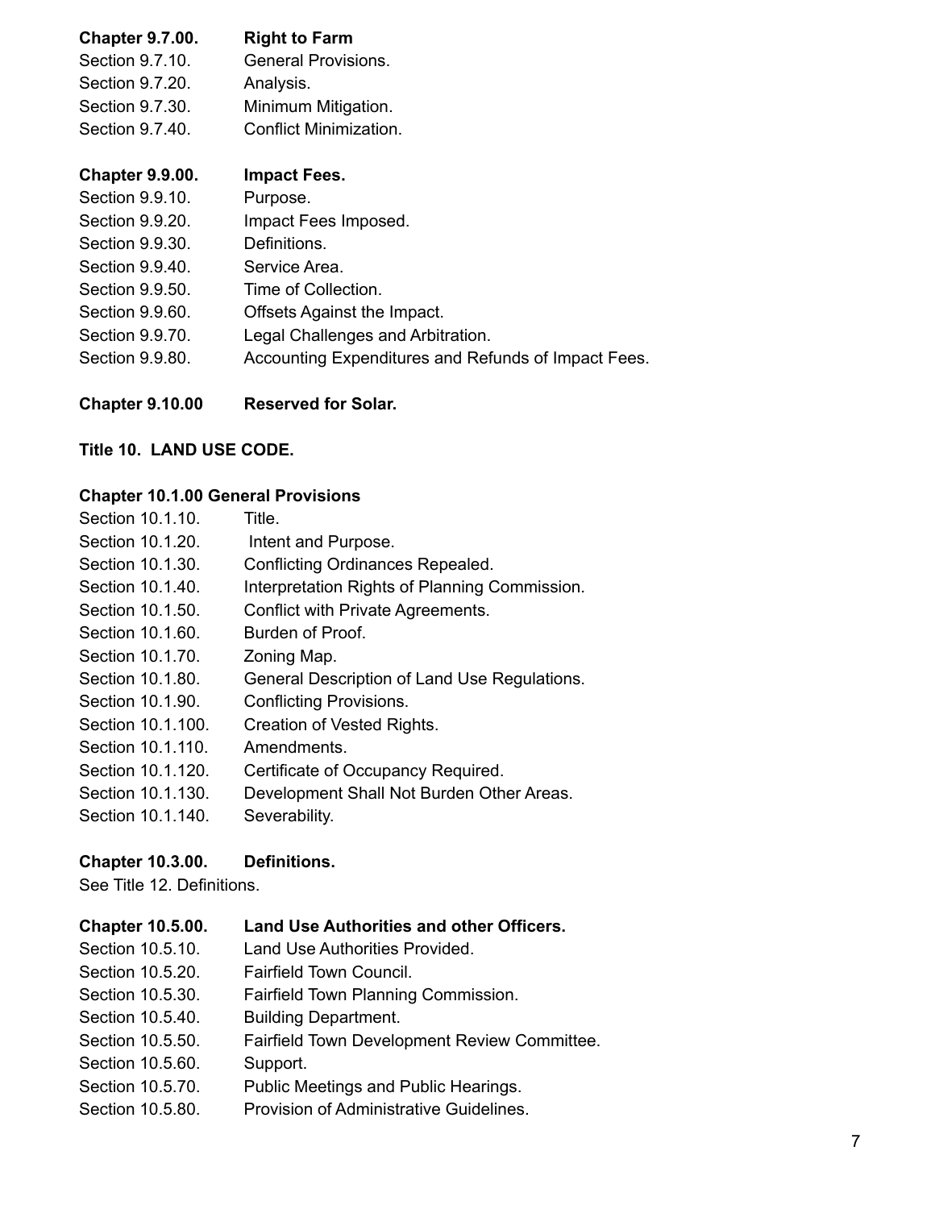**Chapter 9.7.00. Right to Farm**

Section 9.7.10. General Provisions.
Section 9.7.20. Analysis.
Section 9.7.30. Minimum Mitigation.
Section 9.7.40. Conflict Minimization.

**Chapter 9.9.00. Impact Fees.**

Section 9.9.10. Purpose.
Section 9.9.20. Impact Fees Imposed.
Section 9.9.30. Definitions.
Section 9.9.40. Service Area.
Section 9.9.50. Time of Collection.
Section 9.9.60. Offsets Against the Impact.
Section 9.9.70. Legal Challenges and Arbitration.
Section 9.9.80. Accounting Expenditures and Refunds of Impact Fees.

**Chapter 9.10.00 Reserved for Solar.**

**Title 10. LAND USE CODE.**

**Chapter 10.1.00 General Provisions**

Section 10.1.10. Title.
Section 10.1.20. Intent and Purpose.
Section 10.1.30. Conflicting Ordinances Repealed.
Section 10.1.40. Interpretation Rights of Planning Commission.
Section 10.1.50. Conflict with Private Agreements.
Section 10.1.60. Burden of Proof.
Section 10.1.70. Zoning Map.
Section 10.1.80. General Description of Land Use Regulations.
Section 10.1.90. Conflicting Provisions.
Section 10.1.100. Creation of Vested Rights.
Section 10.1.110. Amendments.
Section 10.1.120. Certificate of Occupancy Required.
Section 10.1.130. Development Shall Not Burden Other Areas.
Section 10.1.140. Severability.

**Chapter 10.3.00. Definitions.**

See Title 12. Definitions.

**Chapter 10.5.00. Land Use Authorities and other Officers.**

Section 10.5.10. Land Use Authorities Provided.
Section 10.5.20. Fairfield Town Council.
Section 10.5.30. Fairfield Town Planning Commission.
Section 10.5.40. Building Department.
Section 10.5.50. Fairfield Town Development Review Committee.
Section 10.5.60. Support.
Section 10.5.70. Public Meetings and Public Hearings.
Section 10.5.80. Provision of Administrative Guidelines.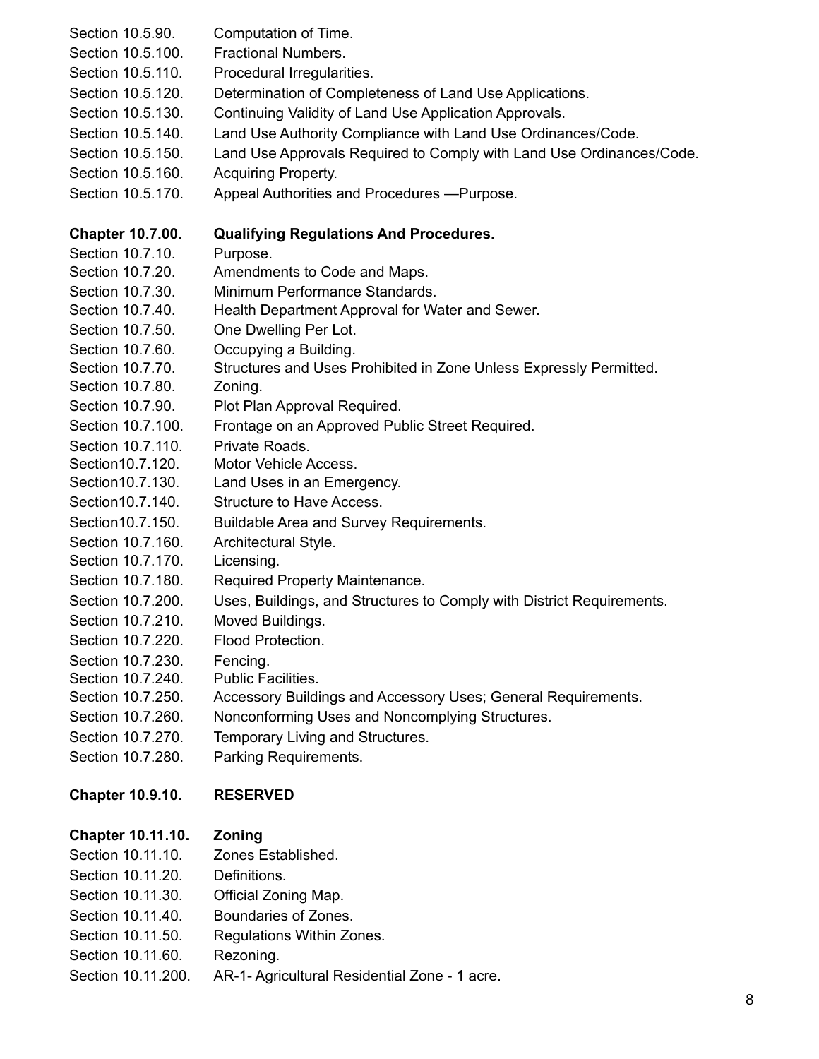Section 10.5.90. Computation of Time.
Section 10.5.100. Fractional Numbers.
Section 10.5.110. Procedural Irregularities.
Section 10.5.120. Determination of Completeness of Land Use Applications.
Section 10.5.130. Continuing Validity of Land Use Application Approvals.
Section 10.5.140. Land Use Authority Compliance with Land Use Ordinances/Code.
Section 10.5.150. Land Use Approvals Required to Comply with Land Use Ordinances/Code.
Section 10.5.160. Acquiring Property.
Section 10.5.170. Appeal Authorities and Procedures —Purpose.

**Chapter 10.7.00. Qualifying Regulations And Procedures.**

Section 10.7.10. Purpose.
Section 10.7.20. Amendments to Code and Maps.
Section 10.7.30. Minimum Performance Standards.
Section 10.7.40. Health Department Approval for Water and Sewer.
Section 10.7.50. One Dwelling Per Lot.
Section 10.7.60. Occupying a Building.
Section 10.7.70. Structures and Uses Prohibited in Zone Unless Expressly Permitted.
Section 10.7.80. Zoning.
Section 10.7.90. Plot Plan Approval Required.
Section 10.7.100. Frontage on an Approved Public Street Required.
Section 10.7.110. Private Roads.
Section10.7.120. Motor Vehicle Access.
Section10.7.130. Land Uses in an Emergency.
Section10.7.140. Structure to Have Access.
Section10.7.150. Buildable Area and Survey Requirements.
Section 10.7.160. Architectural Style.
Section 10.7.170. Licensing.
Section 10.7.180. Required Property Maintenance.
Section 10.7.200. Uses, Buildings, and Structures to Comply with District Requirements.
Section 10.7.210. Moved Buildings.
Section 10.7.220. Flood Protection.
Section 10.7.230. Fencing.
Section 10.7.240. Public Facilities.
Section 10.7.250. Accessory Buildings and Accessory Uses; General Requirements.
Section 10.7.260. Nonconforming Uses and Noncomplying Structures.
Section 10.7.270. Temporary Living and Structures.
Section 10.7.280. Parking Requirements.

**Chapter 10.9.10. RESERVED**

**Chapter 10.11.10. Zoning**

Section 10.11.10. Zones Established.
Section 10.11.20. Definitions.
Section 10.11.30. Official Zoning Map.
Section 10.11.40. Boundaries of Zones.
Section 10.11.50. Regulations Within Zones.
Section 10.11.60. Rezoning.
Section 10.11.200. AR-1- Agricultural Residential Zone - 1 acre.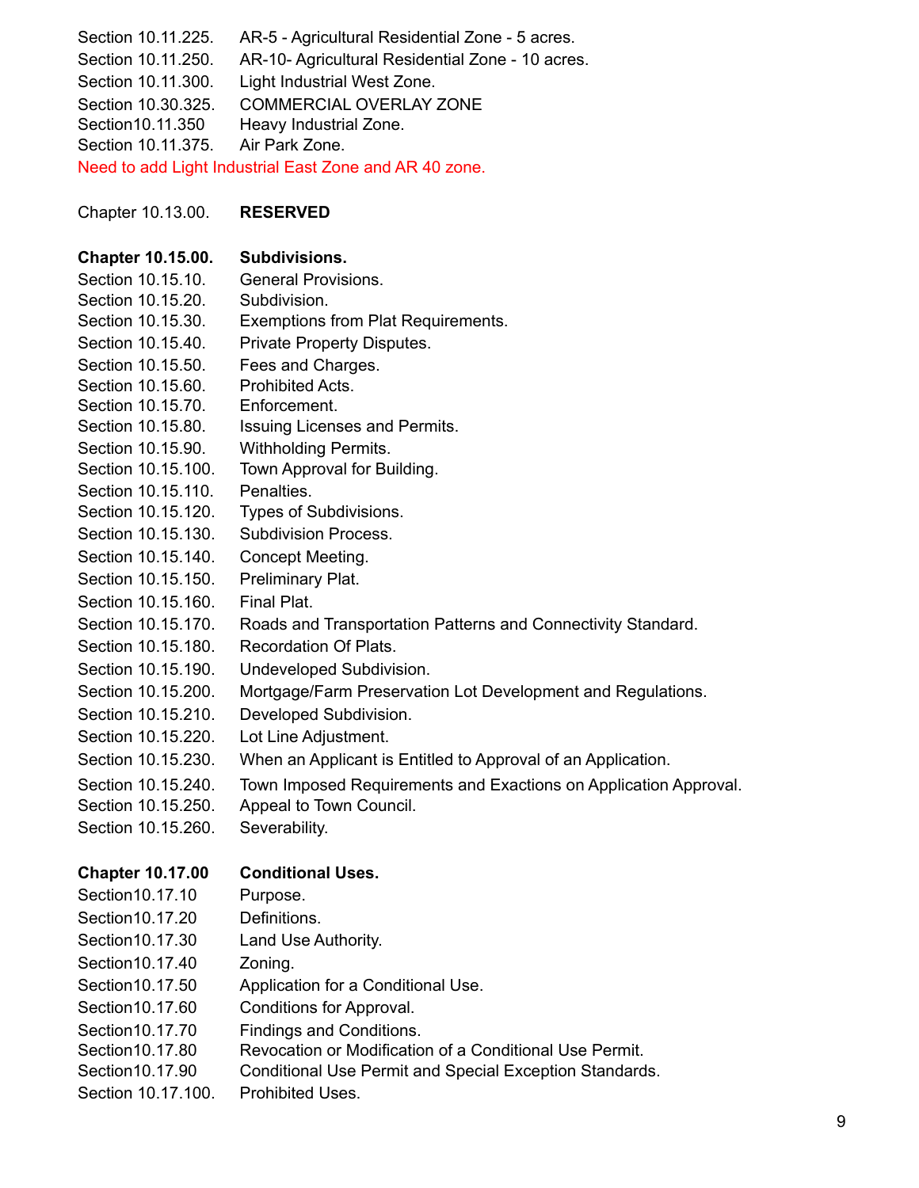Section 10.11.225. AR-5 - Agricultural Residential Zone - 5 acres.
Section 10.11.250. AR-10- Agricultural Residential Zone - 10 acres.
Section 10.11.300. Light Industrial West Zone.
Section 10.30.325. COMMERCIAL OVERLAY ZONE
Section10.11.350 Heavy Industrial Zone.
Section 10.11.375. Air Park Zone.
Need to add Light Industrial East Zone and AR 40 zone.

Chapter 10.13.00. **RESERVED**

**Chapter 10.15.00. Subdivisions.**

Section 10.15.10. General Provisions.
Section 10.15.20. Subdivision.
Section 10.15.30. Exemptions from Plat Requirements.
Section 10.15.40. Private Property Disputes.
Section 10.15.50. Fees and Charges.
Section 10.15.60. Prohibited Acts.
Section 10.15.70. Enforcement.
Section 10.15.80. Issuing Licenses and Permits.
Section 10.15.90. Withholding Permits.
Section 10.15.100. Town Approval for Building.
Section 10.15.110. Penalties.
Section 10.15.120. Types of Subdivisions.
Section 10.15.130. Subdivision Process.
Section 10.15.140. Concept Meeting.
Section 10.15.150. Preliminary Plat.
Section 10.15.160. Final Plat.
Section 10.15.170. Roads and Transportation Patterns and Connectivity Standard.
Section 10.15.180. Recordation Of Plats.
Section 10.15.190. Undeveloped Subdivision.
Section 10.15.200. Mortgage/Farm Preservation Lot Development and Regulations.
Section 10.15.210. Developed Subdivision.
Section 10.15.220. Lot Line Adjustment.
Section 10.15.230. When an Applicant is Entitled to Approval of an Application.
Section 10.15.240. Town Imposed Requirements and Exactions on Application Approval.
Section 10.15.250. Appeal to Town Council.
Section 10.15.260. Severability.

**Chapter 10.17.00 Conditional Uses.**

Section10.17.10 Purpose.
Section10.17.20 Definitions.
Section10.17.30 Land Use Authority.
Section10.17.40 Zoning.
Section10.17.50 Application for a Conditional Use.
Section10.17.60 Conditions for Approval.
Section10.17.70 Findings and Conditions.
Section10.17.80 Revocation or Modification of a Conditional Use Permit.
Section10.17.90 Conditional Use Permit and Special Exception Standards.
Section 10.17.100. Prohibited Uses.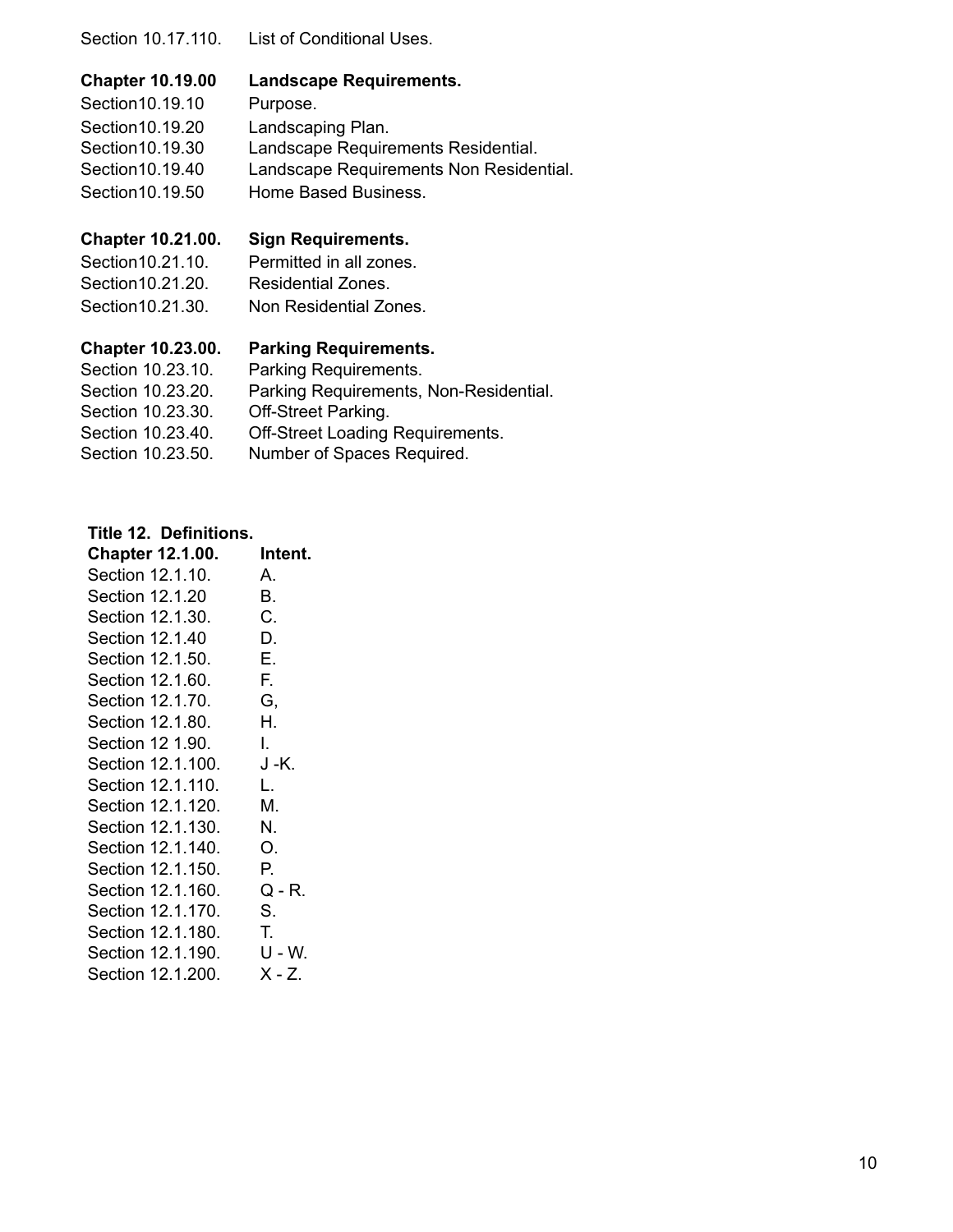Section 10.17.110. List of Conditional Uses.

**Chapter 10.19.00 Landscape Requirements.**

Section10.19.10 Purpose.
Section10.19.20 Landscaping Plan.
Section10.19.30 Landscape Requirements Residential.
Section10.19.40 Landscape Requirements Non Residential.
Section10.19.50 Home Based Business.

**Chapter 10.21.00. Sign Requirements.**

Section10.21.10. Permitted in all zones.
Section10.21.20. Residential Zones.
Section10.21.30. Non Residential Zones.

**Chapter 10.23.00. Parking Requirements.**

Section 10.23.10. Parking Requirements.
Section 10.23.20. Parking Requirements, Non-Residential.
Section 10.23.30. Off-Street Parking.
Section 10.23.40. Off-Street Loading Requirements.
Section 10.23.50. Number of Spaces Required.

**Title 12. Definitions.**

**Chapter 12.1.00. Intent.**

Section 12.1.10. A.
Section 12.1.20 B.
Section 12.1.30. C.
Section 12.1.40 D.
Section 12.1.50. E.
Section 12.1.60. F.
Section 12.1.70. G,
Section 12.1.80. H.
Section 12 1.90. I.
Section 12.1.100. J -K.
Section 12.1.110. L.
Section 12.1.120. M.
Section 12.1.130. N.
Section 12.1.140. O.
Section 12.1.150. P.
Section 12.1.160. Q - R.
Section 12.1.170. S.
Section 12.1.180. T.
Section 12.1.190. U - W.
Section 12.1.200. X - Z.